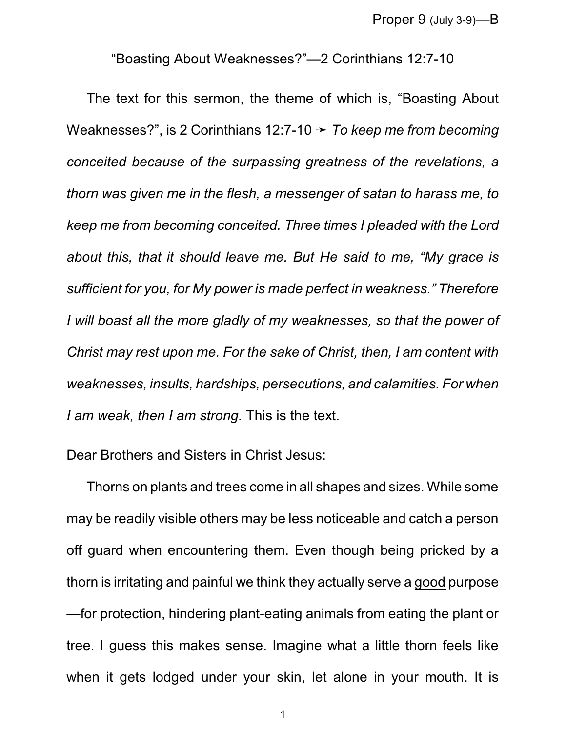Proper 9 (July 3-9)—B

## “Boasting About Weaknesses?”—2 Corinthians 12:7-10

The text for this sermon, the theme of which is, “Boasting About Weaknesses?”, is 2 Corinthians 12:7-10 ➛ *To keep me from becoming conceited because of the surpassing greatness of the revelations, a thorn was given me in the flesh, a messenger of satan to harass me, to keep me from becoming conceited. Three times I pleaded with the Lord about this, that it should leave me. But He said to me, “My grace is sufficient for you, for My power is made perfect in weakness.” Therefore I will boast all the more gladly of my weaknesses, so that the power of Christ may rest upon me. For the sake of Christ, then, I am content with weaknesses, insults, hardships, persecutions, and calamities. For when I am weak, then I am strong.* This is the text.

Dear Brothers and Sisters in Christ Jesus:

Thorns on plants and trees come in all shapes and sizes. While some may be readily visible others may be less noticeable and catch a person off guard when encountering them. Even though being pricked by a thorn is irritating and painful we think they actually serve a <u>good</u> purpose—for protection, hindering plant-eating animals from eating the plant or tree. I guess this makes sense. Imagine what a little thorn feels like when it gets lodged under your skin, let alone in your mouth. It is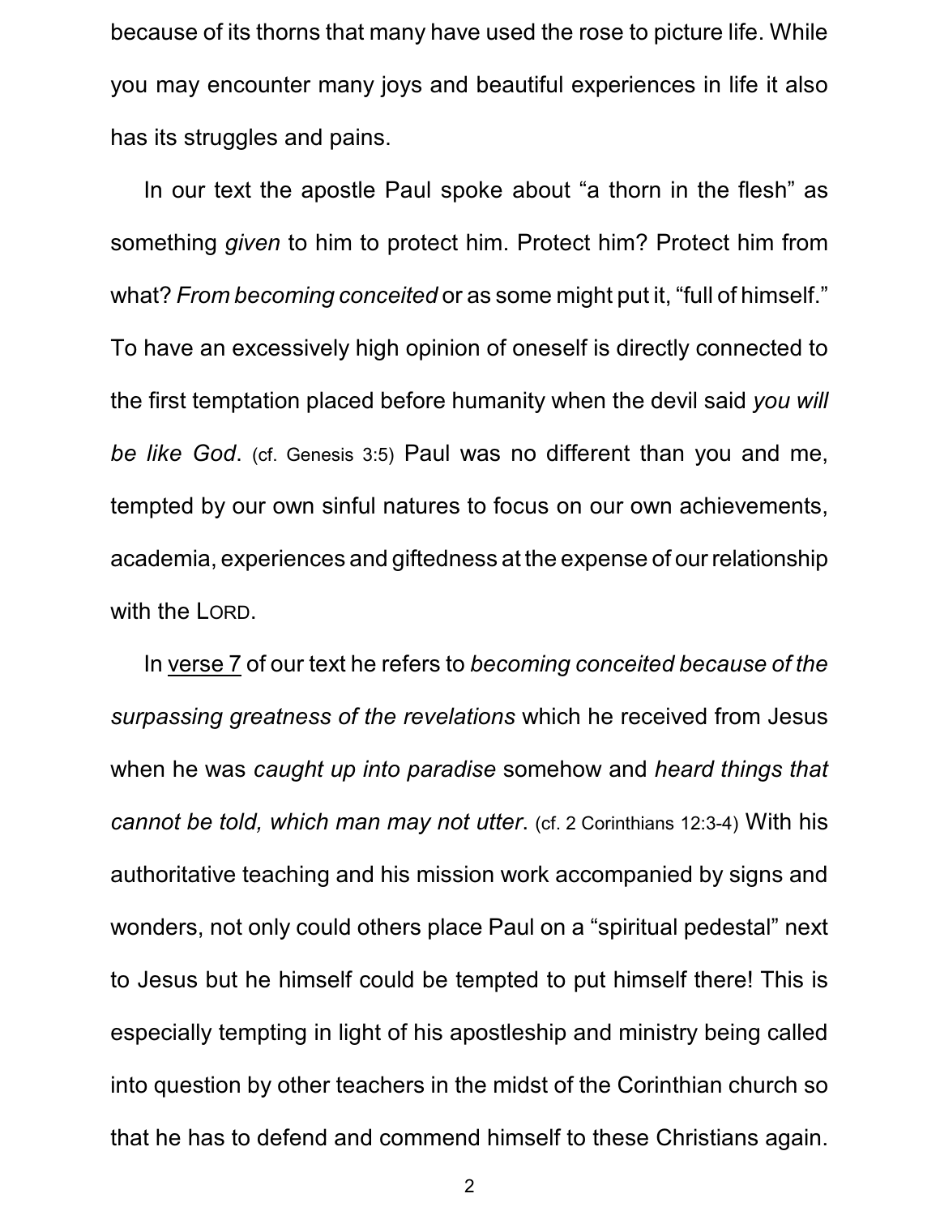because of its thorns that many have used the rose to picture life. While you may encounter many joys and beautiful experiences in life it also has its struggles and pains.

In our text the apostle Paul spoke about "a thorn in the flesh" as something *given* to him to protect him. Protect him? Protect him from what? *From becoming conceited* or as some might put it, "full of himself." To have an excessively high opinion of oneself is directly connected to the first temptation placed before humanity when the devil said *you will be like God*. (cf. Genesis 3:5) Paul was no different than you and me, tempted by our own sinful natures to focus on our own achievements, academia, experiences and giftedness at the expense of our relationship with the LORD.

In verse 7 of our text he refers to *becoming conceited because of the surpassing greatness of the revelations* which he received from Jesus when he was *caught up into paradise* somehow and *heard things that cannot be told, which man may not utter*. (cf. 2 Corinthians 12:3-4) With his authoritative teaching and his mission work accompanied by signs and wonders, not only could others place Paul on a "spiritual pedestal" next to Jesus but he himself could be tempted to put himself there! This is especially tempting in light of his apostleship and ministry being called into question by other teachers in the midst of the Corinthian church so that he has to defend and commend himself to these Christians again.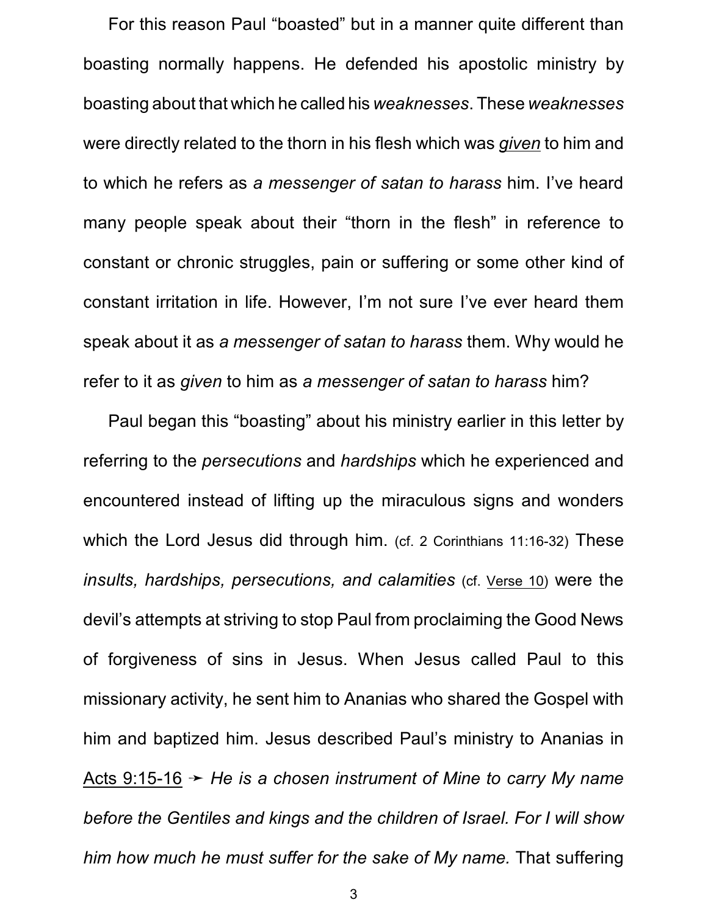For this reason Paul "boasted" but in a manner quite different than boasting normally happens. He defended his apostolic ministry by boasting about that which he called his *weaknesses*. These *weaknesses* were directly related to the thorn in his flesh which was *given* to him and to which he refers as *a messenger of satan to harass* him. I've heard many people speak about their "thorn in the flesh" in reference to constant or chronic struggles, pain or suffering or some other kind of constant irritation in life. However, I'm not sure I've ever heard them speak about it as *a messenger of satan to harass* them. Why would he refer to it as *given* to him as *a messenger of satan to harass* him?

Paul began this "boasting" about his ministry earlier in this letter by referring to the *persecutions* and *hardships* which he experienced and encountered instead of lifting up the miraculous signs and wonders which the Lord Jesus did through him. (cf. 2 Corinthians 11:16-32) These *insults, hardships, persecutions, and calamities* (cf. Verse 10) were the devil's attempts at striving to stop Paul from proclaiming the Good News of forgiveness of sins in Jesus. When Jesus called Paul to this missionary activity, he sent him to Ananias who shared the Gospel with him and baptized him. Jesus described Paul's ministry to Ananias in Acts 9:15-16 ➛ *He is a chosen instrument of Mine to carry My name before the Gentiles and kings and the children of Israel. For I will show him how much he must suffer for the sake of My name.* That suffering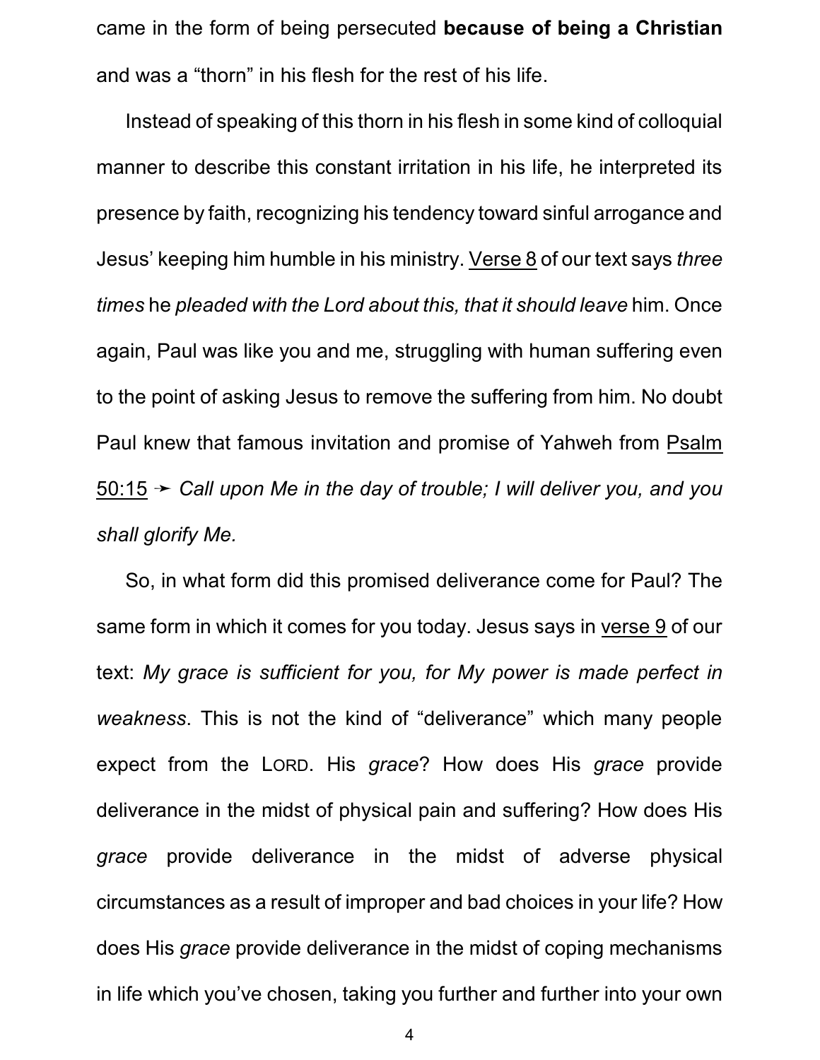came in the form of being persecuted **because of being a Christian** and was a "thorn" in his flesh for the rest of his life.

Instead of speaking of this thorn in his flesh in some kind of colloquial manner to describe this constant irritation in his life, he interpreted its presence by faith, recognizing his tendency toward sinful arrogance and Jesus' keeping him humble in his ministry. Verse 8 of our text says *three times* he *pleaded with the Lord about this, that it should leave* him. Once again, Paul was like you and me, struggling with human suffering even to the point of asking Jesus to remove the suffering from him. No doubt Paul knew that famous invitation and promise of Yahweh from Psalm 50:15 ➛ *Call upon Me in the day of trouble; I will deliver you, and you shall glorify Me.*

So, in what form did this promised deliverance come for Paul? The same form in which it comes for you today. Jesus says in verse 9 of our text: *My grace is sufficient for you, for My power is made perfect in weakness*. This is not the kind of "deliverance" which many people expect from the LORD. His *grace*? How does His *grace* provide deliverance in the midst of physical pain and suffering? How does His *grace* provide deliverance in the midst of adverse physical circumstances as a result of improper and bad choices in your life? How does His *grace* provide deliverance in the midst of coping mechanisms in life which you've chosen, taking you further and further into your own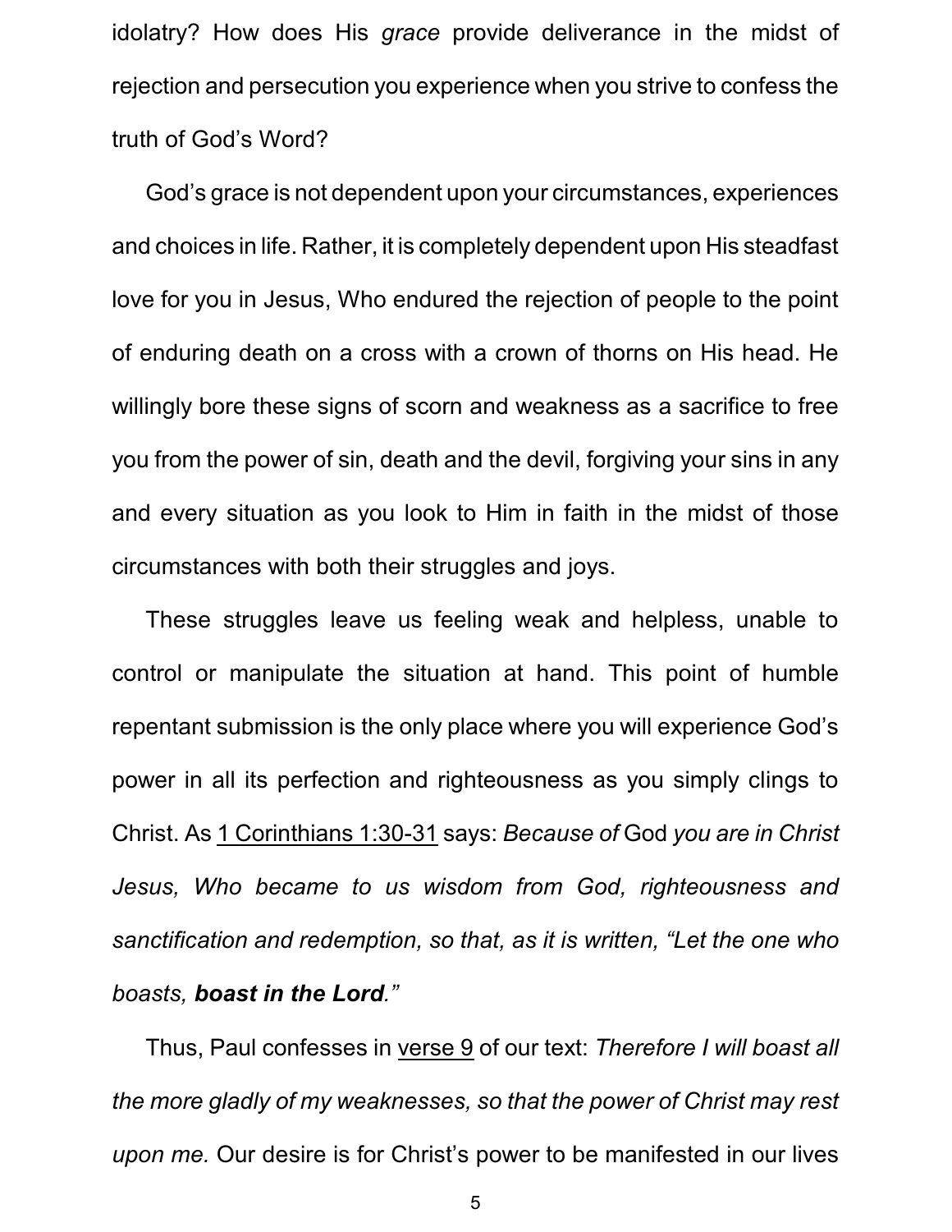idolatry? How does His *grace* provide deliverance in the midst of rejection and persecution you experience when you strive to confess the truth of God's Word?

God's grace is not dependent upon your circumstances, experiences and choices in life. Rather, it is completely dependent upon His steadfast love for you in Jesus, Who endured the rejection of people to the point of enduring death on a cross with a crown of thorns on His head. He willingly bore these signs of scorn and weakness as a sacrifice to free you from the power of sin, death and the devil, forgiving your sins in any and every situation as you look to Him in faith in the midst of those circumstances with both their struggles and joys.

These struggles leave us feeling weak and helpless, unable to control or manipulate the situation at hand. This point of humble repentant submission is the only place where you will experience God's power in all its perfection and righteousness as you simply clings to Christ. As <u>1 Corinthians 1:30-31</u> says: *Because of* God *you are in Christ Jesus, Who became to us wisdom from God, righteousness and sanctification and redemption, so that, as it is written, "Let the one who boasts,* ***boast in the Lord****."*

Thus, Paul confesses in <u>verse 9</u> of our text: *Therefore I will boast all the more gladly of my weaknesses, so that the power of Christ may rest upon me.* Our desire is for Christ's power to be manifested in our lives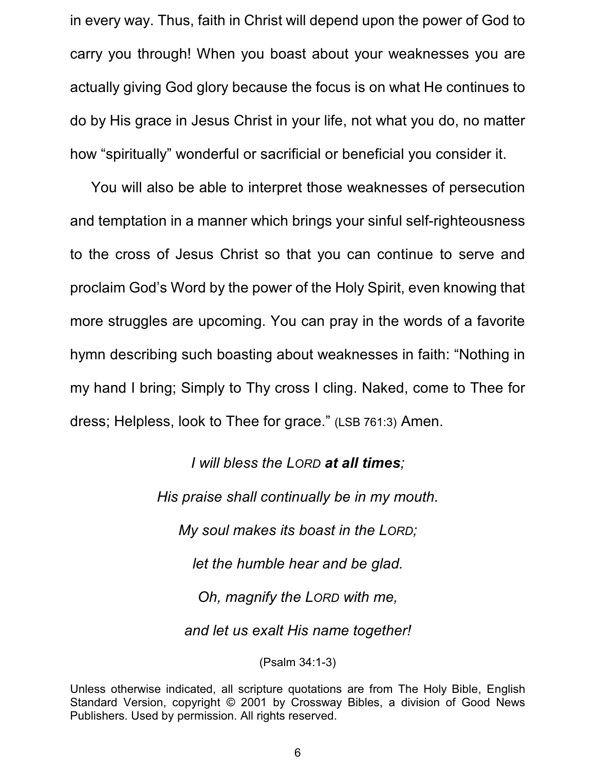in every way. Thus, faith in Christ will depend upon the power of God to carry you through! When you boast about your weaknesses you are actually giving God glory because the focus is on what He continues to do by His grace in Jesus Christ in your life, not what you do, no matter how "spiritually" wonderful or sacrificial or beneficial you consider it.

You will also be able to interpret those weaknesses of persecution and temptation in a manner which brings your sinful self-righteousness to the cross of Jesus Christ so that you can continue to serve and proclaim God's Word by the power of the Holy Spirit, even knowing that more struggles are upcoming. You can pray in the words of a favorite hymn describing such boasting about weaknesses in faith: "Nothing in my hand I bring; Simply to Thy cross I cling. Naked, come to Thee for dress; Helpless, look to Thee for grace." (LSB 761:3) Amen.

*I will bless the LORD* ***at all times;***

*His praise shall continually be in my mouth.*

*My soul makes its boast in the LORD;*

*let the humble hear and be glad.*

*Oh, magnify the LORD with me,*

*and let us exalt His name together!*

(Psalm 34:1-3)

Unless otherwise indicated, all scripture quotations are from The Holy Bible, English Standard Version, copyright © 2001 by Crossway Bibles, a division of Good News Publishers. Used by permission. All rights reserved.